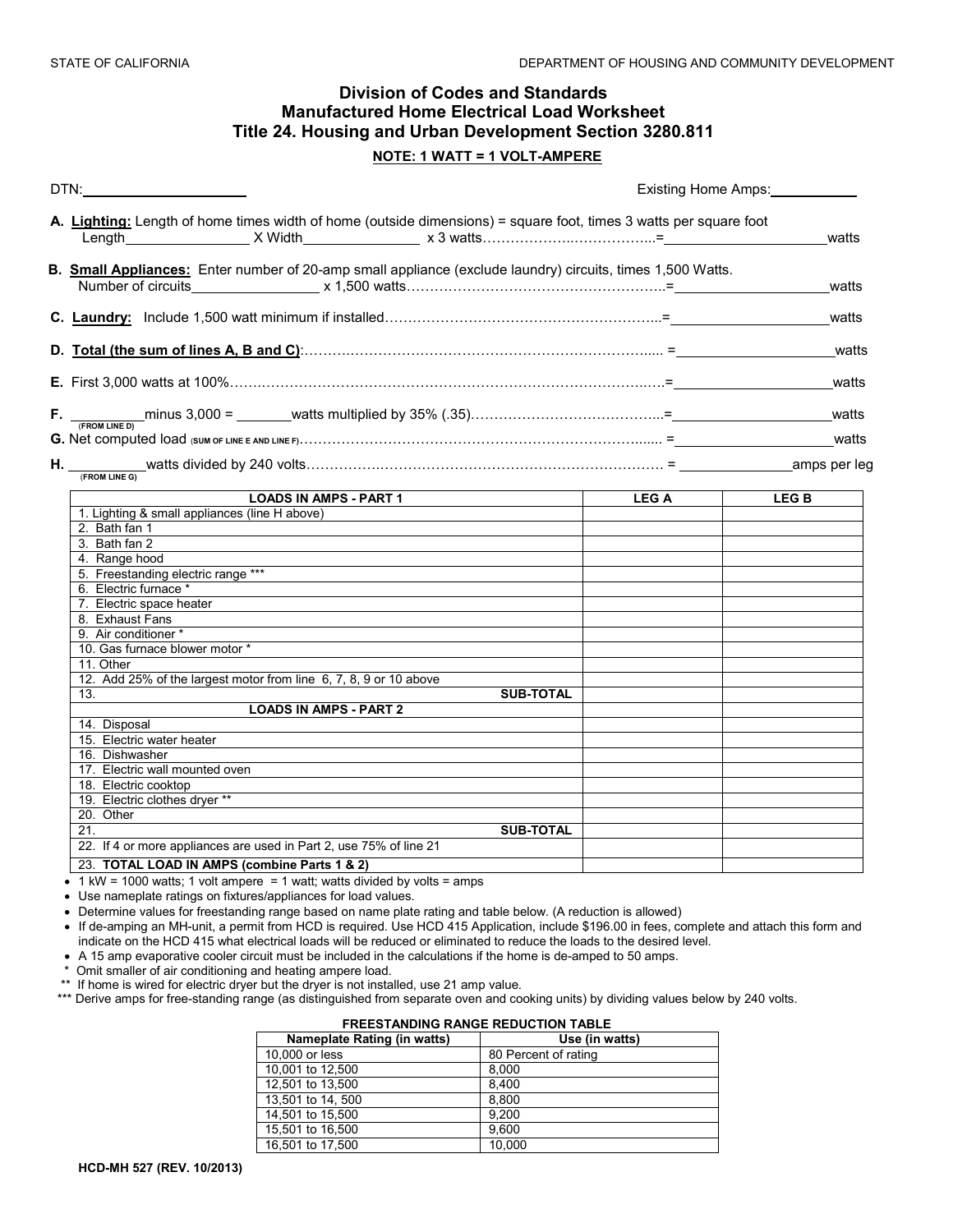STATE OF CALIFORNIA DEPARTMENT OF HOUSING AND COMMUNITY DEVELOPMENT

# Division of Codes and Standards
# Manufactured Home Electrical Load Worksheet
# Title 24. Housing and Urban Development Section 3280.811

**NOTE: 1 WATT = 1 VOLT-AMPERE**

DTN:\_\_\_\_\_\_\_\_\_\_\_\_\_\_\_\_\_\_\_\_ Existing Home Amps:\_\_\_\_\_\_\_\_\_\_\_

**A. Lighting:** Length of home times width of home (outside dimensions) = square foot, times 3 watts per square foot
Length\_\_\_\_\_\_\_\_\_\_\_\_\_\_\_ X Width\_\_\_\_\_\_\_\_\_\_\_\_\_\_\_ x 3 watts……………………………….=\_\_\_\_\_\_\_\_\_\_\_\_\_\_\_\_\_\_\_\_\_watts

**B. Small Appliances:** Enter number of 20-amp small appliance (exclude laundry) circuits, times 1,500 Watts.
Number of circuits\_\_\_\_\_\_\_\_\_\_\_\_\_\_\_\_ x 1,500 watts……………………………………………….=\_\_\_\_\_\_\_\_\_\_\_\_\_\_\_\_\_\_\_\_\_watts

**C. Laundry:** Include 1,500 watt minimum if installed…………………………………………………...=\_\_\_\_\_\_\_\_\_\_\_\_\_\_\_\_\_\_\_\_\_watts

**D. Total (the sum of lines A, B and C)**:………………………………………………………………….... =\_\_\_\_\_\_\_\_\_\_\_\_\_\_\_\_\_\_\_\_\_watts

**E.** First 3,000 watts at 100%……………………………………………………………………………….…=\_\_\_\_\_\_\_\_\_\_\_\_\_\_\_\_\_\_\_\_\_watts

**F.** \_\_\_\_\_\_\_\_\_ (FROM LINE D) minus 3,000 = \_\_\_\_\_\_\_watts multiplied by 35% (.35)…………………………………..=\_\_\_\_\_\_\_\_\_\_\_\_\_\_\_\_\_\_\_\_\_watts

**G.** Net computed load (SUM OF LINE E AND LINE F)……………………………………………………………...... =\_\_\_\_\_\_\_\_\_\_\_\_\_\_\_\_\_\_\_\_\_watts

**H.** \_\_\_\_\_\_\_\_\_ (FROM LINE G) watts divided by 240 volts……………………………………………………………… = \_\_\_\_\_\_\_\_\_\_\_\_\_\_amps per leg

| LOADS IN AMPS - PART 1 | LEG A | LEG B |
|---|---|---|
| 1. Lighting & small appliances (line H above) | | |
| 2. Bath fan 1 | | |
| 3. Bath fan 2 | | |
| 4. Range hood | | |
| 5. Freestanding electric range *** | | |
| 6. Electric furnace * | | |
| 7. Electric space heater | | |
| 8. Exhaust Fans | | |
| 9. Air conditioner * | | |
| 10. Gas furnace blower motor * | | |
| 11. Other | | |
| 12. Add 25% of the largest motor from line 6, 7, 8, 9 or 10 above | | |
| 13. SUB-TOTAL | | |
| **LOADS IN AMPS - PART 2** | | |
| 14. Disposal | | |
| 15. Electric water heater | | |
| 16. Dishwasher | | |
| 17. Electric wall mounted oven | | |
| 18. Electric cooktop | | |
| 19. Electric clothes dryer ** | | |
| 20. Other | | |
| 21. SUB-TOTAL | | |
| 22. If 4 or more appliances are used in Part 2, use 75% of line 21 | | |
| 23. **TOTAL LOAD IN AMPS (combine Parts 1 & 2)** | | |

- 1 kW = 1000 watts; 1 volt ampere = 1 watt; watts divided by volts = amps
- Use nameplate ratings on fixtures/appliances for load values.
- Determine values for freestanding range based on name plate rating and table below. (A reduction is allowed)
- If de-amping an MH-unit, a permit from HCD is required. Use HCD 415 Application, include $196.00 in fees, complete and attach this form and indicate on the HCD 415 what electrical loads will be reduced or eliminated to reduce the loads to the desired level.
- A 15 amp evaporative cooler circuit must be included in the calculations if the home is de-amped to 50 amps.

\* Omit smaller of air conditioning and heating ampere load.
\*\* If home is wired for electric dryer but the dryer is not installed, use 21 amp value.
\*\*\* Derive amps for free-standing range (as distinguished from separate oven and cooking units) by dividing values below by 240 volts.

**FREESTANDING RANGE REDUCTION TABLE**

| Nameplate Rating (in watts) | Use (in watts) |
|---|---|
| 10,000 or less | 80 Percent of rating |
| 10,001 to 12,500 | 8,000 |
| 12,501 to 13,500 | 8,400 |
| 13,501 to 14, 500 | 8,800 |
| 14,501 to 15,500 | 9,200 |
| 15,501 to 16,500 | 9,600 |
| 16,501 to 17,500 | 10,000 |

HCD-MH 527 (REV. 10/2013)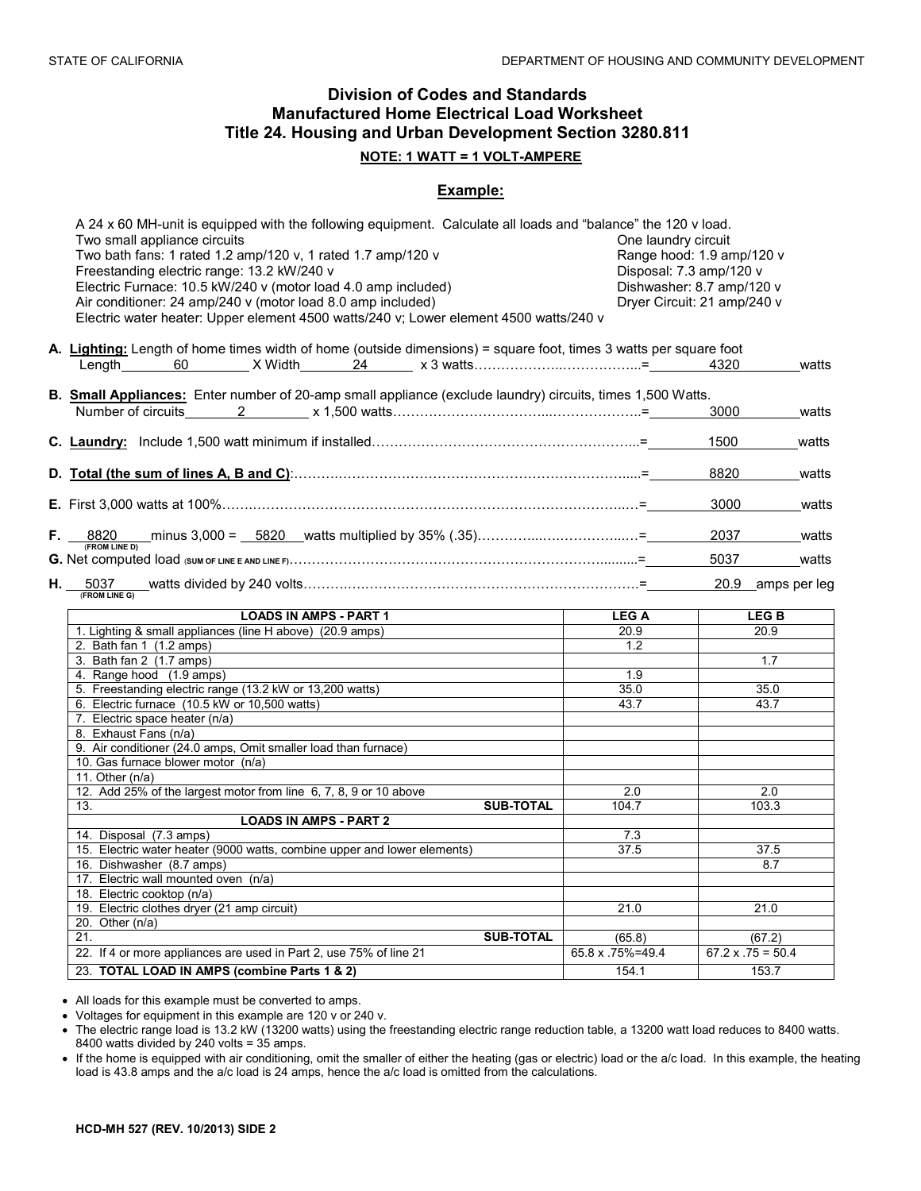STATE OF CALIFORNIA DEPARTMENT OF HOUSING AND COMMUNITY DEVELOPMENT

# Division of Codes and Standards
# Manufactured Home Electrical Load Worksheet
# Title 24. Housing and Urban Development Section 3280.811

**NOTE: 1 WATT = 1 VOLT-AMPERE**

## Example:

A 24 x 60 MH-unit is equipped with the following equipment. Calculate all loads and "balance" the 120 v load.

Two small appliance circuits
Two bath fans: 1 rated 1.2 amp/120 v, 1 rated 1.7 amp/120 v
Freestanding electric range: 13.2 kW/240 v
Electric Furnace: 10.5 kW/240 v (motor load 4.0 amp included)
Air conditioner: 24 amp/240 v (motor load 8.0 amp included)
Electric water heater: Upper element 4500 watts/240 v; Lower element 4500 watts/240 v

One laundry circuit
Range hood: 1.9 amp/120 v
Disposal: 7.3 amp/120 v
Dishwasher: 8.7 amp/120 v
Dryer Circuit: 21 amp/240 v

**A. Lighting:** Length of home times width of home (outside dimensions) = square foot, times 3 watts per square foot
Length 60 X Width 24 x 3 watts………………..……………..= 4320 watts

**B. Small Appliances:** Enter number of 20-amp small appliance (exclude laundry) circuits, times 1,500 Watts.
Number of circuits 2 x 1,500 watts…………………………...………………..= 3000 watts

**C. Laundry:** Include 1,500 watt minimum if installed…………………………………………………...= 1500 watts

**D. Total (the sum of lines A, B and C)**:…………………………………………………………………......= 8820 watts

**E.** First 3,000 watts at 100%……………………………………………………………………………..…= 3000 watts

**F.** 8820 (FROM LINE D) minus 3,000 = 5820 watts multiplied by 35% (.35)…………...……………..….= 2037 watts

**G.** Net computed load (SUM OF LINE E AND LINE F)………………………………………………………..........= 5037 watts

**H.** 5037 (FROM LINE G) watts divided by 240 volts……….……………………………………………………….= 20.9 amps per leg

| LOADS IN AMPS - PART 1 | LEG A | LEG B |
|---|---|---|
| 1. Lighting & small appliances (line H above) (20.9 amps) | 20.9 | 20.9 |
| 2. Bath fan 1 (1.2 amps) | 1.2 | |
| 3. Bath fan 2 (1.7 amps) | | 1.7 |
| 4. Range hood (1.9 amps) | 1.9 | |
| 5. Freestanding electric range (13.2 kW or 13,200 watts) | 35.0 | 35.0 |
| 6. Electric furnace (10.5 kW or 10,500 watts) | 43.7 | 43.7 |
| 7. Electric space heater (n/a) | | |
| 8. Exhaust Fans (n/a) | | |
| 9. Air conditioner (24.0 amps, Omit smaller load than furnace) | | |
| 10. Gas furnace blower motor (n/a) | | |
| 11. Other (n/a) | | |
| 12. Add 25% of the largest motor from line 6, 7, 8, 9 or 10 above | 2.0 | 2.0 |
| 13. **SUB-TOTAL** | 104.7 | 103.3 |
| **LOADS IN AMPS - PART 2** | | |
| 14. Disposal (7.3 amps) | 7.3 | |
| 15. Electric water heater (9000 watts, combine upper and lower elements) | 37.5 | 37.5 |
| 16. Dishwasher (8.7 amps) | | 8.7 |
| 17. Electric wall mounted oven (n/a) | | |
| 18. Electric cooktop (n/a) | | |
| 19. Electric clothes dryer (21 amp circuit) | 21.0 | 21.0 |
| 20. Other (n/a) | | |
| 21. **SUB-TOTAL** | (65.8) | (67.2) |
| 22. If 4 or more appliances are used in Part 2, use 75% of line 21 | 65.8 x .75%=49.4 | 67.2 x .75 = 50.4 |
| 23. **TOTAL LOAD IN AMPS (combine Parts 1 & 2)** | 154.1 | 153.7 |

- All loads for this example must be converted to amps.
- Voltages for equipment in this example are 120 v or 240 v.
- The electric range load is 13.2 kW (13200 watts) using the freestanding electric range reduction table, a 13200 watt load reduces to 8400 watts. 8400 watts divided by 240 volts = 35 amps.
- If the home is equipped with air conditioning, omit the smaller of either the heating (gas or electric) load or the a/c load. In this example, the heating load is 43.8 amps and the a/c load is 24 amps, hence the a/c load is omitted from the calculations.

HCD-MH 527 (REV. 10/2013) SIDE 2